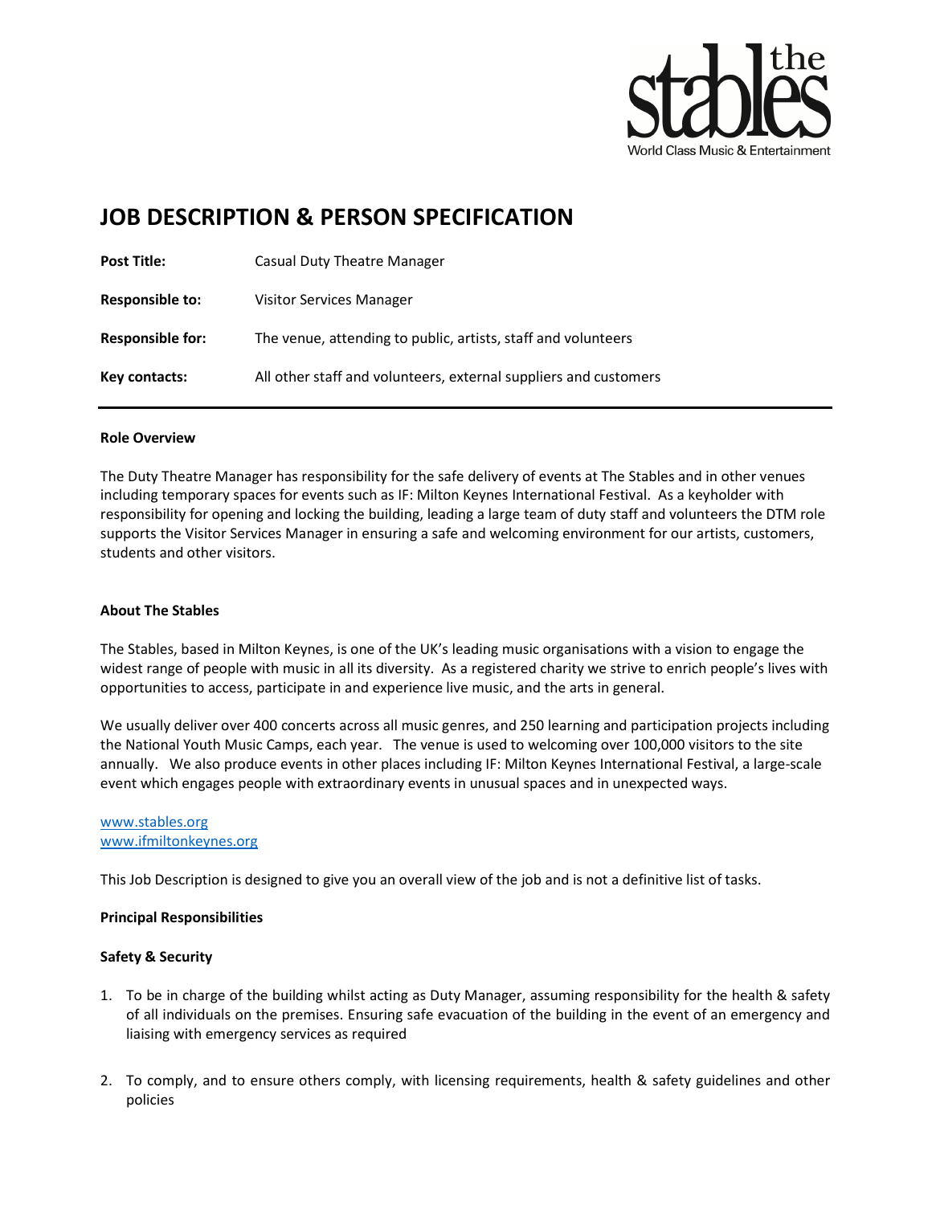# JOB DESCRIPTION & PERSON SPECIFICATION

| | |
|---|---|
| **Post Title:** | Casual Duty Theatre Manager |
| **Responsible to:** | Visitor Services Manager |
| **Responsible for:** | The venue, attending to public, artists, staff and volunteers |
| **Key contacts:** | All other staff and volunteers, external suppliers and customers |

**Role Overview**

The Duty Theatre Manager has responsibility for the safe delivery of events at The Stables and in other venues including temporary spaces for events such as IF: Milton Keynes International Festival. As a keyholder with responsibility for opening and locking the building, leading a large team of duty staff and volunteers the DTM role supports the Visitor Services Manager in ensuring a safe and welcoming environment for our artists, customers, students and other visitors.

**About The Stables**

The Stables, based in Milton Keynes, is one of the UK's leading music organisations with a vision to engage the widest range of people with music in all its diversity. As a registered charity we strive to enrich people's lives with opportunities to access, participate in and experience live music, and the arts in general.

We usually deliver over 400 concerts across all music genres, and 250 learning and participation projects including the National Youth Music Camps, each year. The venue is used to welcoming over 100,000 visitors to the site annually. We also produce events in other places including IF: Milton Keynes International Festival, a large-scale event which engages people with extraordinary events in unusual spaces and in unexpected ways.

www.stables.org
www.ifmiltonkeynes.org

This Job Description is designed to give you an overall view of the job and is not a definitive list of tasks.

**Principal Responsibilities**

**Safety & Security**

1. To be in charge of the building whilst acting as Duty Manager, assuming responsibility for the health & safety of all individuals on the premises. Ensuring safe evacuation of the building in the event of an emergency and liaising with emergency services as required

2. To comply, and to ensure others comply, with licensing requirements, health & safety guidelines and other policies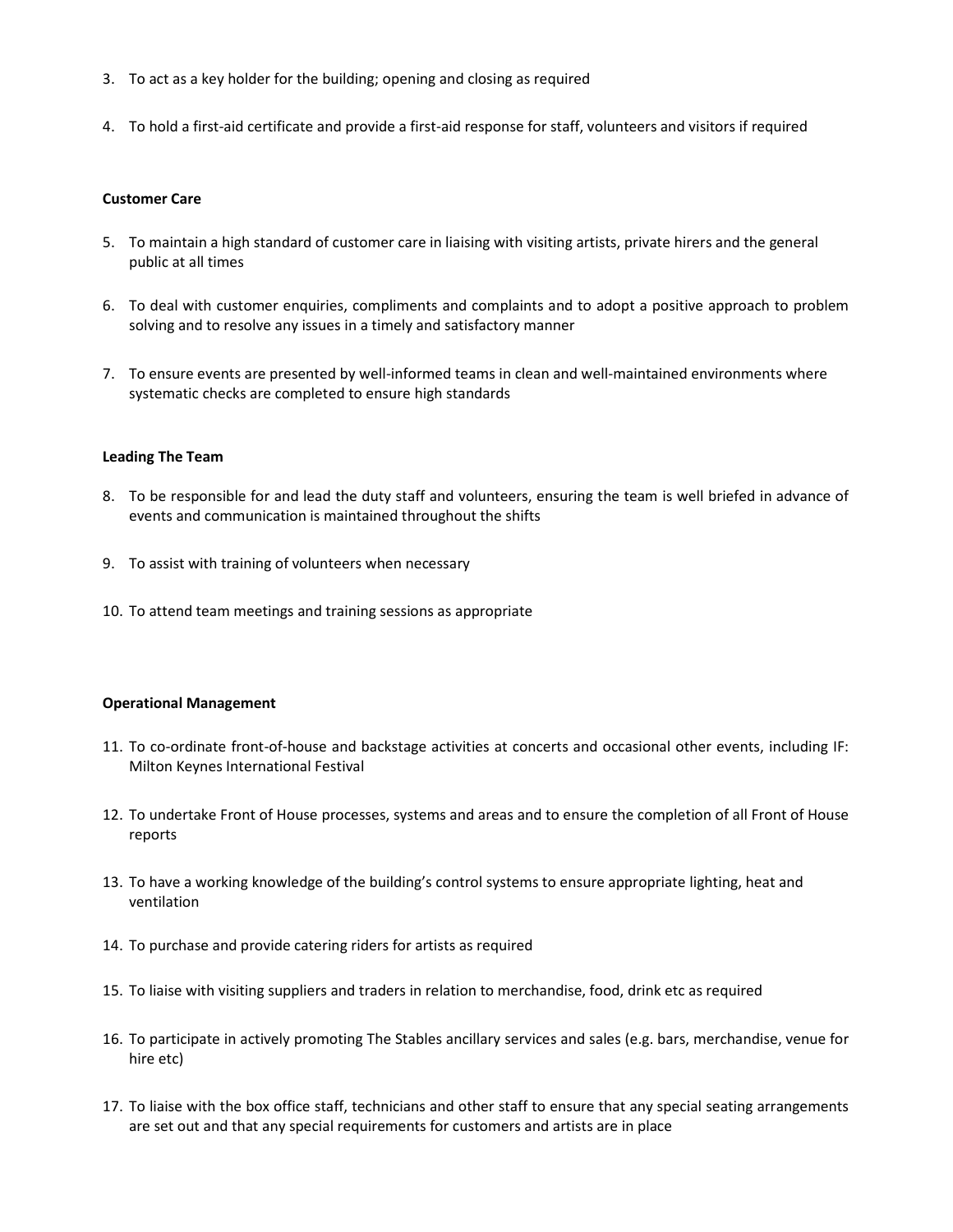3. To act as a key holder for the building; opening and closing as required

4. To hold a first-aid certificate and provide a first-aid response for staff, volunteers and visitors if required

**Customer Care**

5. To maintain a high standard of customer care in liaising with visiting artists, private hirers and the general public at all times

6. To deal with customer enquiries, compliments and complaints and to adopt a positive approach to problem solving and to resolve any issues in a timely and satisfactory manner

7. To ensure events are presented by well-informed teams in clean and well-maintained environments where systematic checks are completed to ensure high standards

**Leading The Team**

8. To be responsible for and lead the duty staff and volunteers, ensuring the team is well briefed in advance of events and communication is maintained throughout the shifts

9. To assist with training of volunteers when necessary

10. To attend team meetings and training sessions as appropriate

**Operational Management**

11. To co-ordinate front-of-house and backstage activities at concerts and occasional other events, including IF: Milton Keynes International Festival

12. To undertake Front of House processes, systems and areas and to ensure the completion of all Front of House reports

13. To have a working knowledge of the building's control systems to ensure appropriate lighting, heat and ventilation

14. To purchase and provide catering riders for artists as required

15. To liaise with visiting suppliers and traders in relation to merchandise, food, drink etc as required

16. To participate in actively promoting The Stables ancillary services and sales (e.g. bars, merchandise, venue for hire etc)

17. To liaise with the box office staff, technicians and other staff to ensure that any special seating arrangements are set out and that any special requirements for customers and artists are in place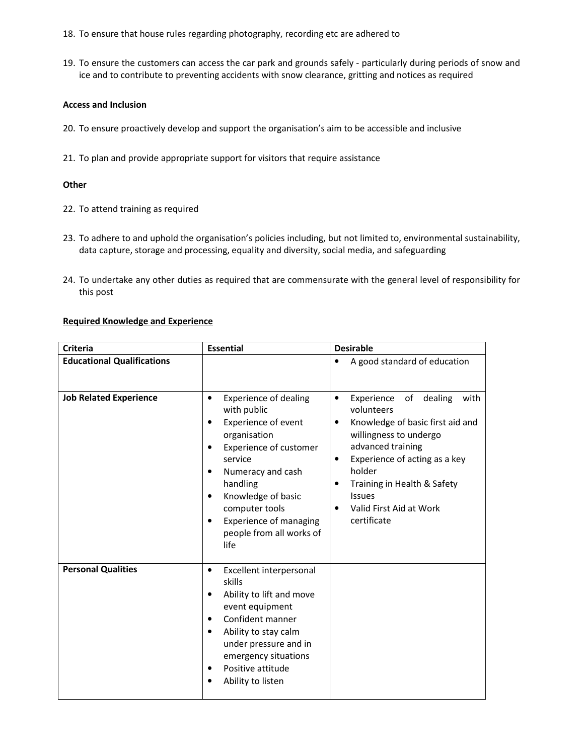18. To ensure that house rules regarding photography, recording etc are adhered to

19. To ensure the customers can access the car park and grounds safely - particularly during periods of snow and ice and to contribute to preventing accidents with snow clearance, gritting and notices as required

**Access and Inclusion**

20. To ensure proactively develop and support the organisation's aim to be accessible and inclusive

21. To plan and provide appropriate support for visitors that require assistance

**Other**

22. To attend training as required

23. To adhere to and uphold the organisation's policies including, but not limited to, environmental sustainability, data capture, storage and processing, equality and diversity, social media, and safeguarding

24. To undertake any other duties as required that are commensurate with the general level of responsibility for this post

**Required Knowledge and Experience**

| Criteria | Essential | Desirable |
|---|---|---|
| **Educational Qualifications** | | • A good standard of education |
| **Job Related Experience** | • Experience of dealing with public<br>• Experience of event organisation<br>• Experience of customer service<br>• Numeracy and cash handling<br>• Knowledge of basic computer tools<br>• Experience of managing people from all works of life | • Experience of dealing with volunteers<br>• Knowledge of basic first aid and willingness to undergo advanced training<br>• Experience of acting as a key holder<br>• Training in Health & Safety Issues<br>• Valid First Aid at Work certificate |
| **Personal Qualities** | • Excellent interpersonal skills<br>• Ability to lift and move event equipment<br>• Confident manner<br>• Ability to stay calm under pressure and in emergency situations<br>• Positive attitude<br>• Ability to listen | |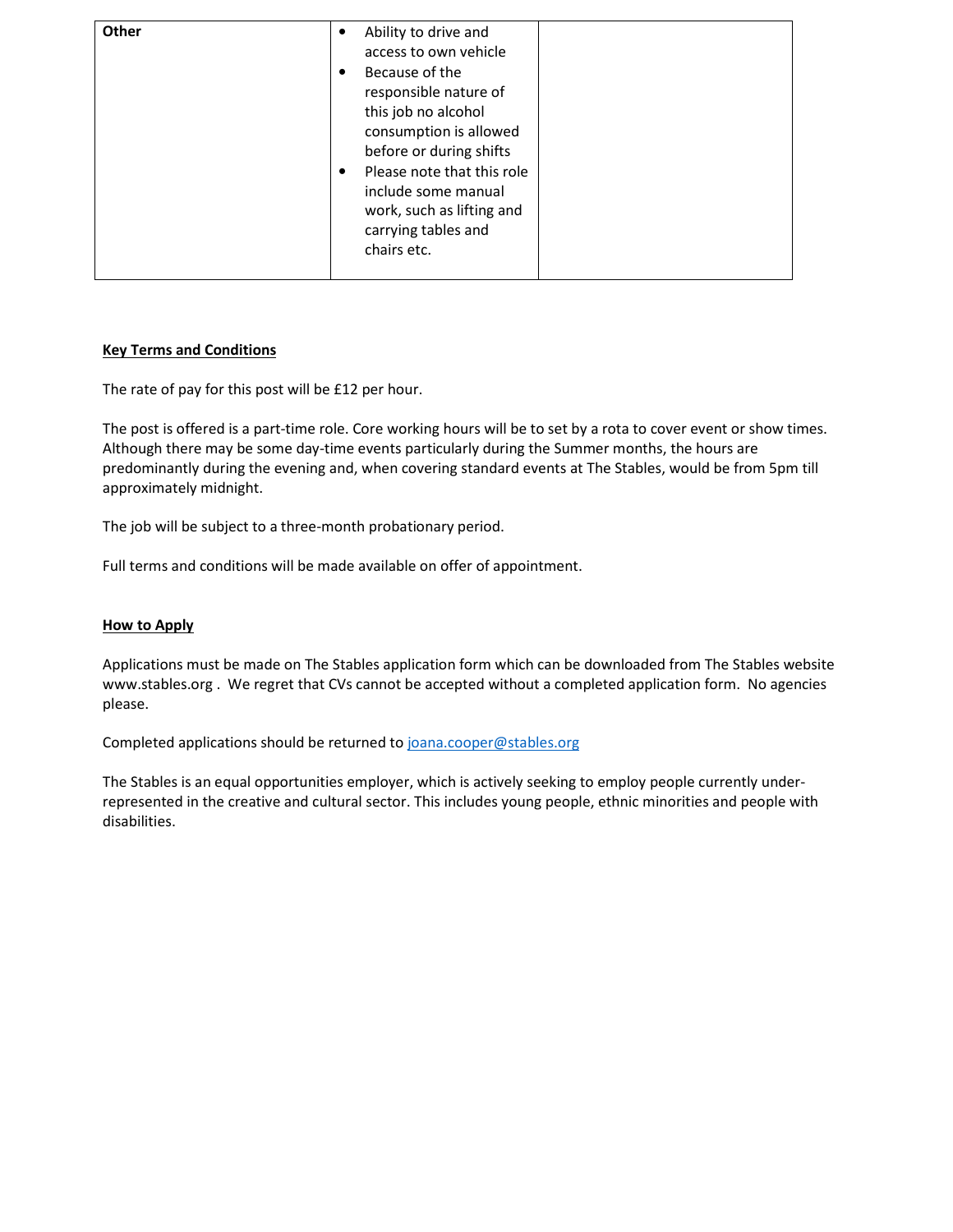| | | |
|---|---|---|
| **Other** | • Ability to drive and access to own vehicle<br>• Because of the responsible nature of this job no alcohol consumption is allowed before or during shifts<br>• Please note that this role include some manual work, such as lifting and carrying tables and chairs etc. | |

**Key Terms and Conditions**

The rate of pay for this post will be £12 per hour.

The post is offered is a part-time role. Core working hours will be to set by a rota to cover event or show times. Although there may be some day-time events particularly during the Summer months, the hours are predominantly during the evening and, when covering standard events at The Stables, would be from 5pm till approximately midnight.

The job will be subject to a three-month probationary period.

Full terms and conditions will be made available on offer of appointment.

**How to Apply**

Applications must be made on The Stables application form which can be downloaded from The Stables website www.stables.org . We regret that CVs cannot be accepted without a completed application form. No agencies please.

Completed applications should be returned to joana.cooper@stables.org

The Stables is an equal opportunities employer, which is actively seeking to employ people currently under-represented in the creative and cultural sector. This includes young people, ethnic minorities and people with disabilities.